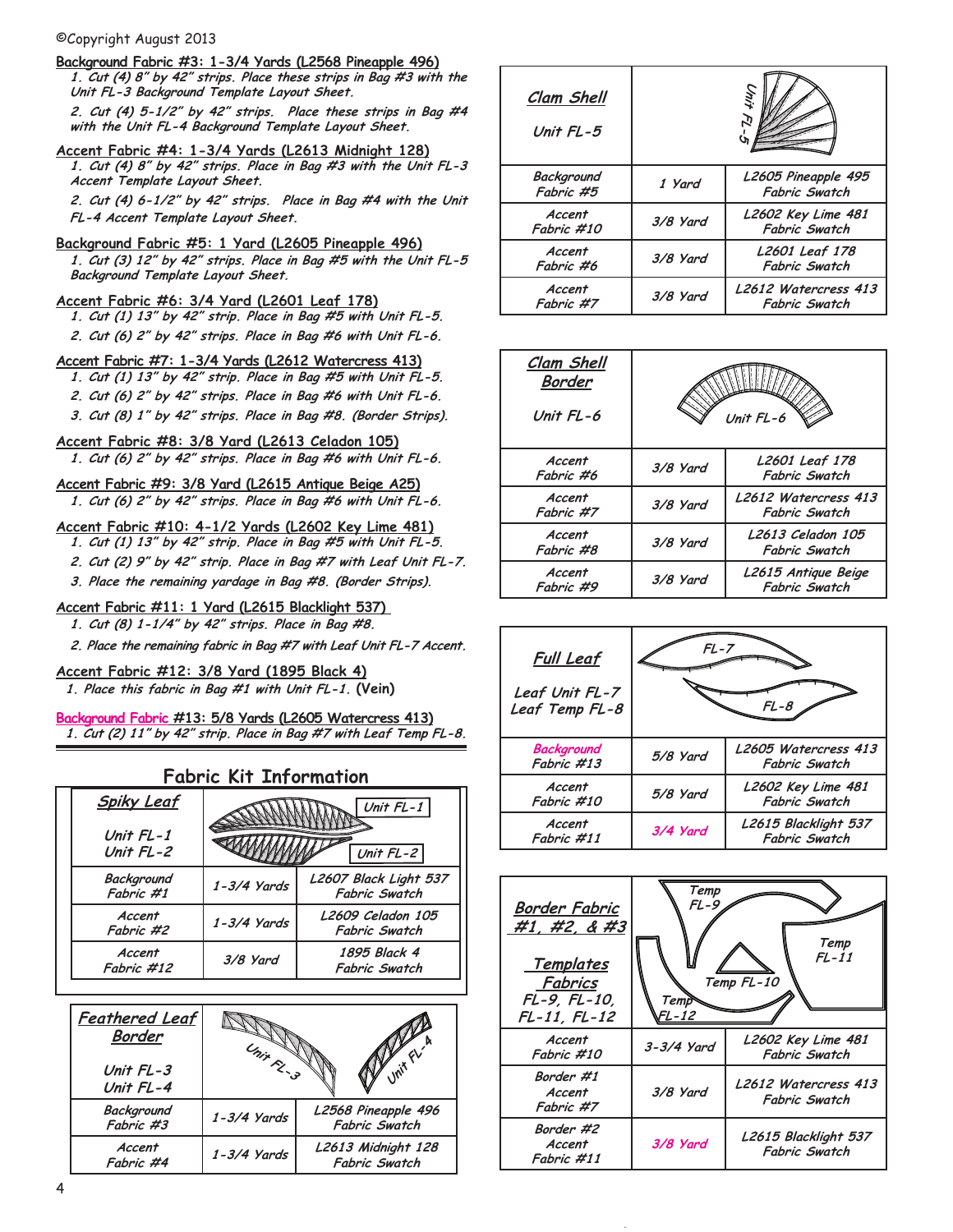©Copyright August 2013

**Background Fabric #3: 1-3/4 Yards (L2568 Pineapple 496)**

*1. Cut (4) 8" by 42" strips. Place these strips in Bag #3 with the Unit FL-3 Background Template Layout Sheet.*

*2. Cut (4) 5-1/2" by 42" strips. Place these strips in Bag #4 with the Unit FL-4 Background Template Layout Sheet.*

**Accent Fabric #4: 1-3/4 Yards (L2613 Midnight 128)**

*1. Cut (4) 8" by 42" strips. Place in Bag #3 with the Unit FL-3 Accent Template Layout Sheet.*

*2. Cut (4) 6-1/2" by 42" strips. Place in Bag #4 with the Unit FL-4 Accent Template Layout Sheet.*

**Background Fabric #5: 1 Yard (L2605 Pineapple 496)**

*1. Cut (3) 12" by 42" strips. Place in Bag #5 with the Unit FL-5 Background Template Layout Sheet.*

**Accent Fabric #6: 3/4 Yard (L2601 Leaf 178)**

*1. Cut (1) 13" by 42" strip. Place in Bag #5 with Unit FL-5.*

*2. Cut (6) 2" by 42" strips. Place in Bag #6 with Unit FL-6.*

**Accent Fabric #7: 1-3/4 Yards (L2612 Watercress 413)**

*1. Cut (1) 13" by 42" strip. Place in Bag #5 with Unit FL-5.*

*2. Cut (6) 2" by 42" strips. Place in Bag #6 with Unit FL-6.*

*3. Cut (8) 1" by 42" strips. Place in Bag #8. (Border Strips).*

**Accent Fabric #8: 3/8 Yard (L2613 Celadon 105)**

*1. Cut (6) 2" by 42" strips. Place in Bag #6 with Unit FL-6.*

**Accent Fabric #9: 3/8 Yard (L2615 Antique Beige A25)**

*1. Cut (6) 2" by 42" strips. Place in Bag #6 with Unit FL-6.*

**Accent Fabric #10: 4-1/2 Yards (L2602 Key Lime 481)**

*1. Cut (1) 13" by 42" strip. Place in Bag #5 with Unit FL-5.*

*2. Cut (2) 9" by 42" strip. Place in Bag #7 with Leaf Unit FL-7.*

*3. Place the remaining yardage in Bag #8. (Border Strips).*

**Accent Fabric #11: 1 Yard (L2615 Blacklight 537)**

*1. Cut (8) 1-1/4" by 42" strips. Place in Bag #8.*

*2. Place the remaining fabric in Bag #7 with Leaf Unit FL-7 Accent.*

**Accent Fabric #12: 3/8 Yard (1895 Black 4)**

*1. Place this fabric in Bag #1 with Unit FL-1.* **(Vein)**

**Background Fabric #13: 5/8 Yards (L2605 Watercress 413)**

*1. Cut (2) 11" by 42" strip. Place in Bag #7 with Leaf Temp FL-8.*

## Fabric Kit Information

| Spiky Leaf — Unit FL-1, Unit FL-2 | Unit FL-1 / Unit FL-2 | |
|---|---|---|
| Background Fabric #1 | 1-3/4 Yards | L2607 Black Light 537 Fabric Swatch |
| Accent Fabric #2 | 1-3/4 Yards | L2609 Celadon 105 Fabric Swatch |
| Accent Fabric #12 | 3/8 Yard | 1895 Black 4 Fabric Swatch |

| Feathered Leaf Border — Unit FL-3, Unit FL-4 | Unit FL-3 / Unit FL-4 | |
|---|---|---|
| Background Fabric #3 | 1-3/4 Yards | L2568 Pineapple 496 Fabric Swatch |
| Accent Fabric #4 | 1-3/4 Yards | L2613 Midnight 128 Fabric Swatch |

| Clam Shell — Unit FL-5 | Unit FL-5 | |
|---|---|---|
| Background Fabric #5 | 1 Yard | L2605 Pineapple 495 Fabric Swatch |
| Accent Fabric #10 | 3/8 Yard | L2602 Key Lime 481 Fabric Swatch |
| Accent Fabric #6 | 3/8 Yard | L2601 Leaf 178 Fabric Swatch |
| Accent Fabric #7 | 3/8 Yard | L2612 Watercress 413 Fabric Swatch |

| Clam Shell Border — Unit FL-6 | Unit FL-6 | |
|---|---|---|
| Accent Fabric #6 | 3/8 Yard | L2601 Leaf 178 Fabric Swatch |
| Accent Fabric #7 | 3/8 Yard | L2612 Watercress 413 Fabric Swatch |
| Accent Fabric #8 | 3/8 Yard | L2613 Celadon 105 Fabric Swatch |
| Accent Fabric #9 | 3/8 Yard | L2615 Antique Beige Fabric Swatch |

| Full Leaf — Leaf Unit FL-7, Leaf Temp FL-8 | FL-7 / FL-8 | |
|---|---|---|
| Background Fabric #13 | 5/8 Yard | L2605 Watercress 413 Fabric Swatch |
| Accent Fabric #10 | 5/8 Yard | L2602 Key Lime 481 Fabric Swatch |
| Accent Fabric #11 | 3/4 Yard | L2615 Blacklight 537 Fabric Swatch |

| Border Fabric #1, #2, & #3 — Templates Fabrics FL-9, FL-10, FL-11, FL-12 | Temp FL-9 / Temp FL-10 / Temp FL-11 / Temp FL-12 | |
|---|---|---|
| Accent Fabric #10 | 3-3/4 Yard | L2602 Key Lime 481 Fabric Swatch |
| Border #1 Accent Fabric #7 | 3/8 Yard | L2612 Watercress 413 Fabric Swatch |
| Border #2 Accent Fabric #11 | 3/8 Yard | L2615 Blacklight 537 Fabric Swatch |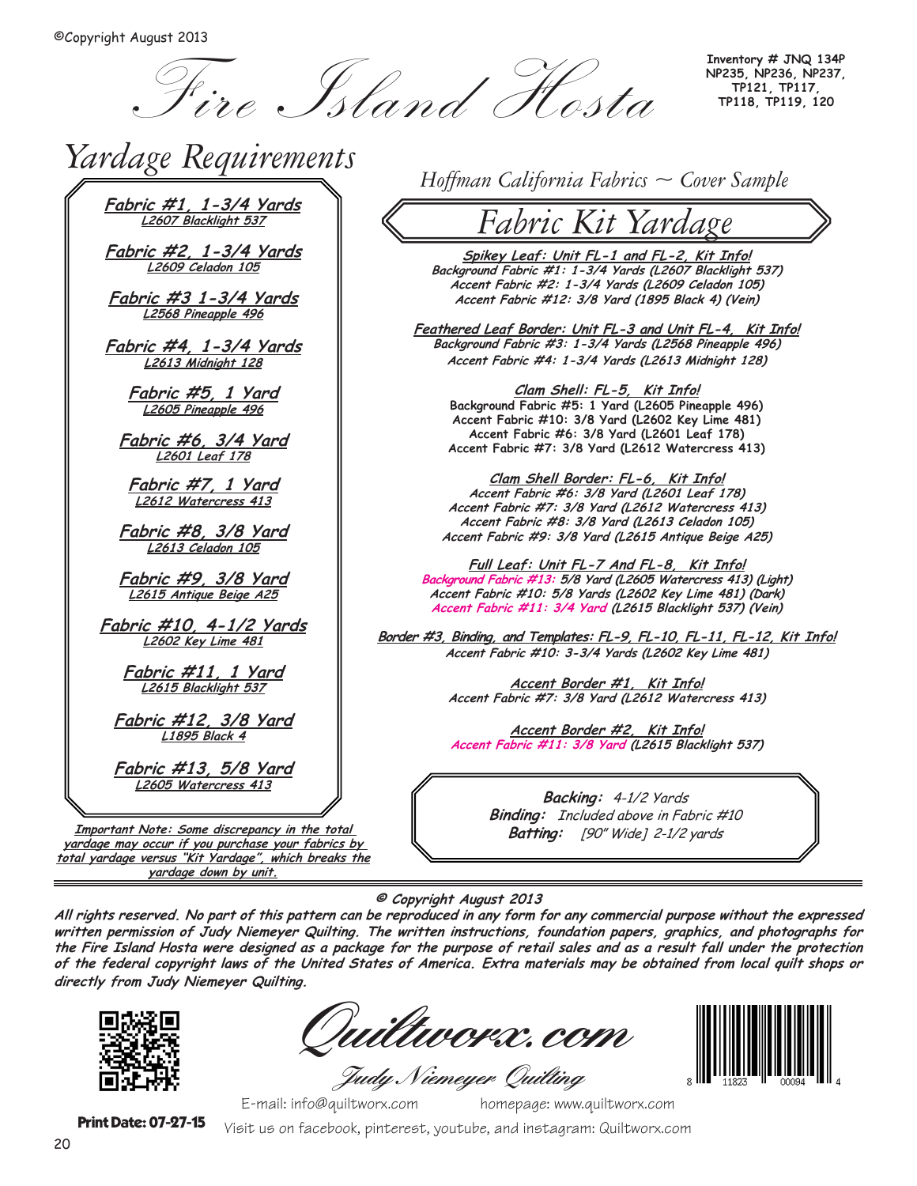©Copyright August 2013

# Fire Island Hosta

Inventory # JNQ 134P
NP235, NP236, NP237, TP121, TP117, TP118, TP119, 120

## Yardage Requirements

**Fabric #1, 1-3/4 Yards**
L2607 Blacklight 537

**Fabric #2, 1-3/4 Yards**
L2609 Celadon 105

**Fabric #3 1-3/4 Yards**
L2568 Pineapple 496

**Fabric #4, 1-3/4 Yards**
L2613 Midnight 128

**Fabric #5, 1 Yard**
L2605 Pineapple 496

**Fabric #6, 3/4 Yard**
L2601 Leaf 178

**Fabric #7, 1 Yard**
L2612 Watercress 413

**Fabric #8, 3/8 Yard**
L2613 Celadon 105

**Fabric #9, 3/8 Yard**
L2615 Antique Beige A25

**Fabric #10, 4-1/2 Yards**
L2602 Key Lime 481

**Fabric #11, 1 Yard**
L2615 Blacklight 537

**Fabric #12, 3/8 Yard**
L1895 Black 4

**Fabric #13, 5/8 Yard**
L2605 Watercress 413

*Important Note: Some discrepancy in the total yardage may occur if you purchase your fabrics by total yardage versus "Kit Yardage", which breaks the yardage down by unit.*

*Hoffman California Fabrics ~ Cover Sample*

## Fabric Kit Yardage

**Spikey Leaf: Unit FL-1 and FL-2, Kit Info!**
Background Fabric #1: 1-3/4 Yards (L2607 Blacklight 537)
Accent Fabric #2: 1-3/4 Yards (L2609 Celadon 105)
Accent Fabric #12: 3/8 Yard (1895 Black 4) (Vein)

**Feathered Leaf Border: Unit FL-3 and Unit FL-4, Kit Info!**
Background Fabric #3: 1-3/4 Yards (L2568 Pineapple 496)
Accent Fabric #4: 1-3/4 Yards (L2613 Midnight 128)

**Clam Shell: FL-5, Kit Info!**
Background Fabric #5: 1 Yard (L2605 Pineapple 496)
Accent Fabric #10: 3/8 Yard (L2602 Key Lime 481)
Accent Fabric #6: 3/8 Yard (L2601 Leaf 178)
Accent Fabric #7: 3/8 Yard (L2612 Watercress 413)

**Clam Shell Border: FL-6, Kit Info!**
Accent Fabric #6: 3/8 Yard (L2601 Leaf 178)
Accent Fabric #7: 3/8 Yard (L2612 Watercress 413)
Accent Fabric #8: 3/8 Yard (L2613 Celadon 105)
Accent Fabric #9: 3/8 Yard (L2615 Antique Beige A25)

**Full Leaf: Unit FL-7 And FL-8, Kit Info!**
Background Fabric #13: 5/8 Yard (L2605 Watercress 413) (Light)
Accent Fabric #10: 5/8 Yards (L2602 Key Lime 481) (Dark)
Accent Fabric #11: 3/4 Yard (L2615 Blacklight 537) (Vein)

**Border #3, Binding, and Templates: FL-9, FL-10, FL-11, FL-12, Kit Info!**
Accent Fabric #10: 3-3/4 Yards (L2602 Key Lime 481)

**Accent Border #1, Kit Info!**
Accent Fabric #7: 3/8 Yard (L2612 Watercress 413)

**Accent Border #2, Kit Info!**
Accent Fabric #11: 3/8 Yard (L2615 Blacklight 537)

**Backing:** 4-1/2 Yards
**Binding:** Included above in Fabric #10
**Batting:** [90" Wide] 2-1/2 yards

© Copyright August 2013

*All rights reserved. No part of this pattern can be reproduced in any form for any commercial purpose without the expressed written permission of Judy Niemeyer Quilting. The written instructions, foundation papers, graphics, and photographs for the Fire Island Hosta were designed as a package for the purpose of retail sales and as a result fall under the protection of the federal copyright laws of the United States of America. Extra materials may be obtained from local quilt shops or directly from Judy Niemeyer Quilting.*

Quiltworx.com

Judy Niemeyer Quilting

E-mail: info@quiltworx.com homepage: www.quiltworx.com

Visit us on facebook, pinterest, youtube, and instagram: Quiltworx.com

Print Date: 07-27-15

8 11823 00094 4